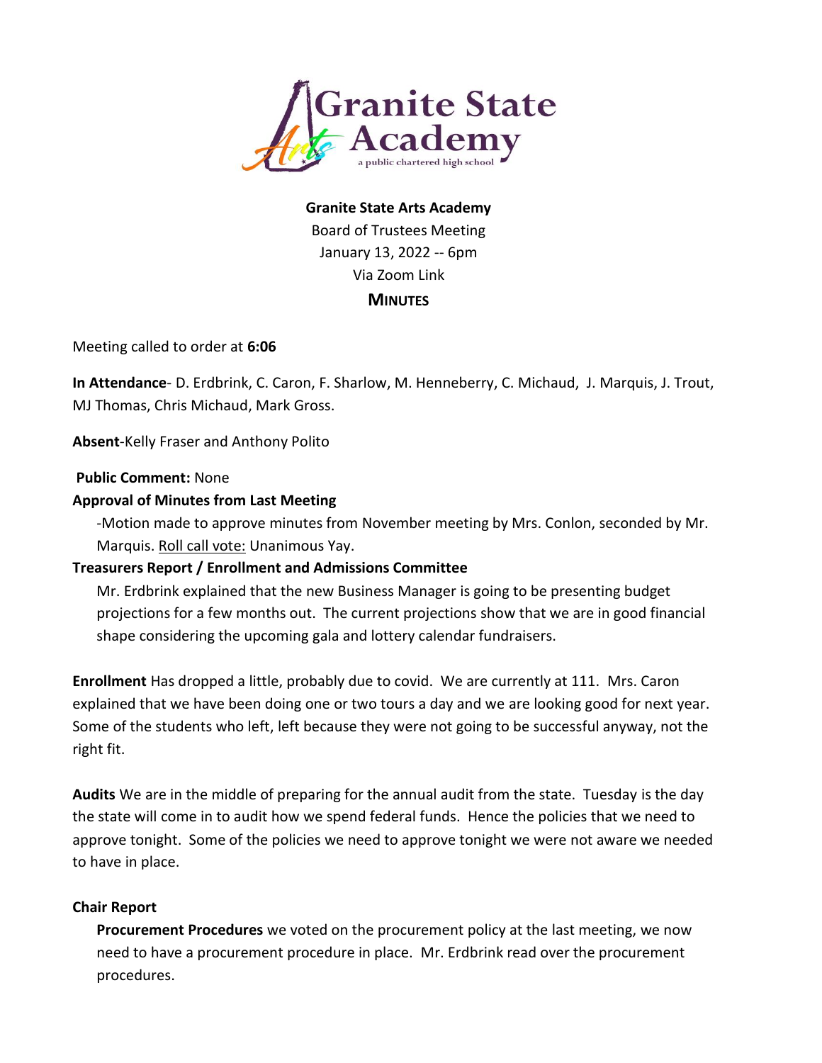Granite State Arts Academy

a public chartered high school

**Granite State Arts Academy**

Board of Trustees Meeting

January 13, 2022 -- 6pm

Via Zoom Link

**MINUTES**

Meeting called to order at **6:06**

**In Attendance**- D. Erdbrink, C. Caron, F. Sharlow, M. Henneberry, C. Michaud, J. Marquis, J. Trout, MJ Thomas, Chris Michaud, Mark Gross.

**Absent**-Kelly Fraser and Anthony Polito

**Public Comment:** None

**Approval of Minutes from Last Meeting**

-Motion made to approve minutes from November meeting by Mrs. Conlon, seconded by Mr. Marquis. Roll call vote: Unanimous Yay.

**Treasurers Report / Enrollment and Admissions Committee**

Mr. Erdbrink explained that the new Business Manager is going to be presenting budget projections for a few months out. The current projections show that we are in good financial shape considering the upcoming gala and lottery calendar fundraisers.

**Enrollment** Has dropped a little, probably due to covid. We are currently at 111. Mrs. Caron explained that we have been doing one or two tours a day and we are looking good for next year. Some of the students who left, left because they were not going to be successful anyway, not the right fit.

**Audits** We are in the middle of preparing for the annual audit from the state. Tuesday is the day the state will come in to audit how we spend federal funds. Hence the policies that we need to approve tonight. Some of the policies we need to approve tonight we were not aware we needed to have in place.

**Chair Report**

**Procurement Procedures** we voted on the procurement policy at the last meeting, we now need to have a procurement procedure in place. Mr. Erdbrink read over the procurement procedures.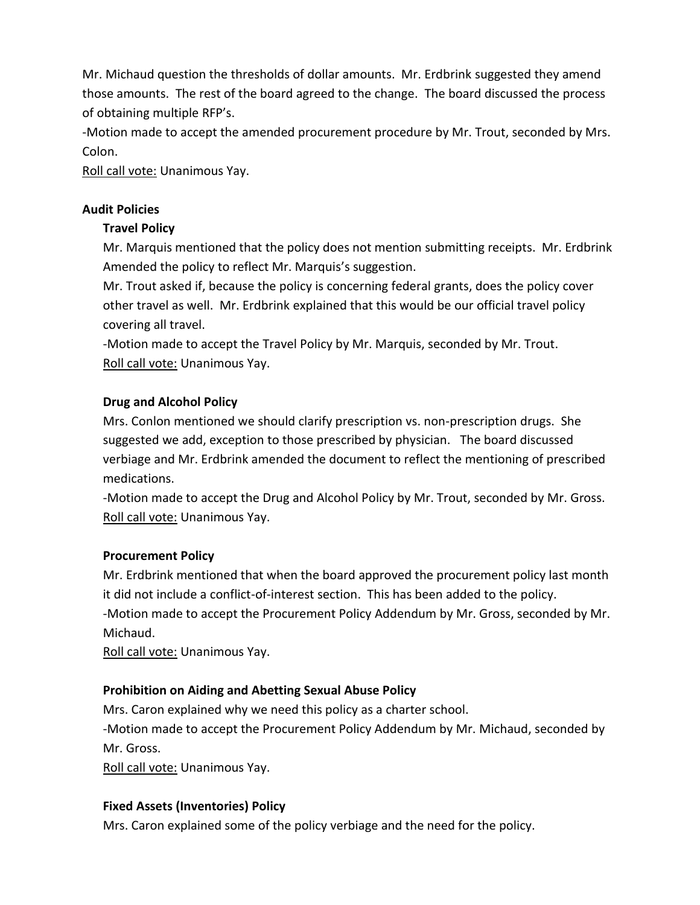Mr. Michaud question the thresholds of dollar amounts. Mr. Erdbrink suggested they amend those amounts. The rest of the board agreed to the change. The board discussed the process of obtaining multiple RFP's.

-Motion made to accept the amended procurement procedure by Mr. Trout, seconded by Mrs. Colon.

<u>Roll call vote:</u> Unanimous Yay.

**Audit Policies**

**Travel Policy**

Mr. Marquis mentioned that the policy does not mention submitting receipts. Mr. Erdbrink Amended the policy to reflect Mr. Marquis's suggestion.

Mr. Trout asked if, because the policy is concerning federal grants, does the policy cover other travel as well. Mr. Erdbrink explained that this would be our official travel policy covering all travel.

-Motion made to accept the Travel Policy by Mr. Marquis, seconded by Mr. Trout.

<u>Roll call vote:</u> Unanimous Yay.

**Drug and Alcohol Policy**

Mrs. Conlon mentioned we should clarify prescription vs. non-prescription drugs. She suggested we add, exception to those prescribed by physician. The board discussed verbiage and Mr. Erdbrink amended the document to reflect the mentioning of prescribed medications.

-Motion made to accept the Drug and Alcohol Policy by Mr. Trout, seconded by Mr. Gross.

<u>Roll call vote:</u> Unanimous Yay.

**Procurement Policy**

Mr. Erdbrink mentioned that when the board approved the procurement policy last month it did not include a conflict-of-interest section. This has been added to the policy.

-Motion made to accept the Procurement Policy Addendum by Mr. Gross, seconded by Mr. Michaud.

<u>Roll call vote:</u> Unanimous Yay.

**Prohibition on Aiding and Abetting Sexual Abuse Policy**

Mrs. Caron explained why we need this policy as a charter school.

-Motion made to accept the Procurement Policy Addendum by Mr. Michaud, seconded by Mr. Gross.

<u>Roll call vote:</u> Unanimous Yay.

**Fixed Assets (Inventories) Policy**

Mrs. Caron explained some of the policy verbiage and the need for the policy.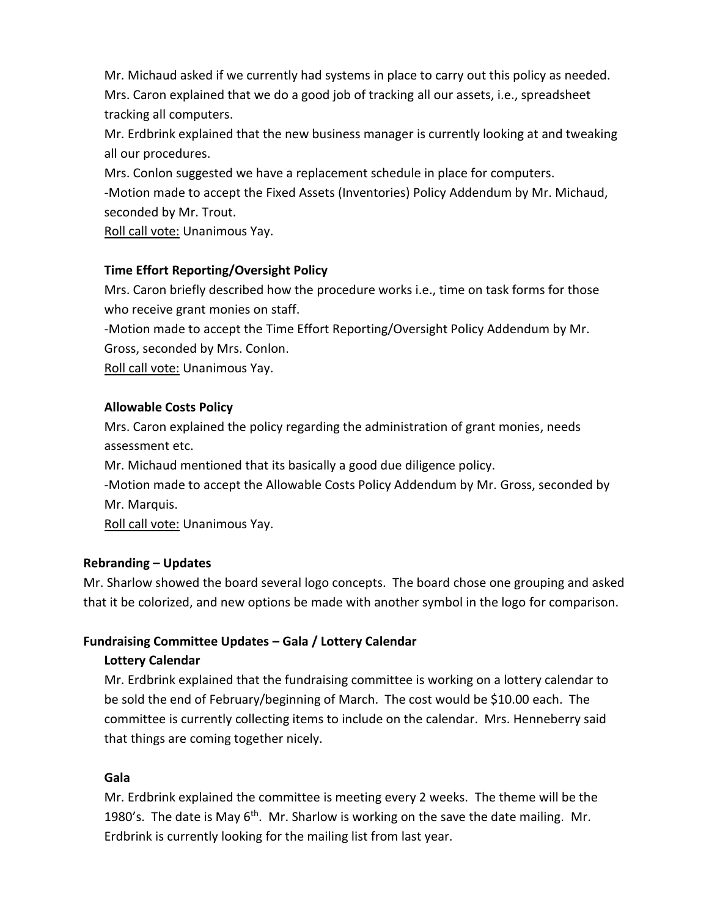Mr. Michaud asked if we currently had systems in place to carry out this policy as needed.
Mrs. Caron explained that we do a good job of tracking all our assets, i.e., spreadsheet tracking all computers.
Mr. Erdbrink explained that the new business manager is currently looking at and tweaking all our procedures.
Mrs. Conlon suggested we have a replacement schedule in place for computers.
-Motion made to accept the Fixed Assets (Inventories) Policy Addendum by Mr. Michaud, seconded by Mr. Trout.
Roll call vote: Unanimous Yay.

**Time Effort Reporting/Oversight Policy**

Mrs. Caron briefly described how the procedure works i.e., time on task forms for those who receive grant monies on staff.
-Motion made to accept the Time Effort Reporting/Oversight Policy Addendum by Mr. Gross, seconded by Mrs. Conlon.
Roll call vote: Unanimous Yay.

**Allowable Costs Policy**

Mrs. Caron explained the policy regarding the administration of grant monies, needs assessment etc.
Mr. Michaud mentioned that its basically a good due diligence policy.
-Motion made to accept the Allowable Costs Policy Addendum by Mr. Gross, seconded by Mr. Marquis.
Roll call vote: Unanimous Yay.

**Rebranding – Updates**

Mr. Sharlow showed the board several logo concepts. The board chose one grouping and asked that it be colorized, and new options be made with another symbol in the logo for comparison.

**Fundraising Committee Updates – Gala / Lottery Calendar**

**Lottery Calendar**

Mr. Erdbrink explained that the fundraising committee is working on a lottery calendar to be sold the end of February/beginning of March. The cost would be $10.00 each. The committee is currently collecting items to include on the calendar. Mrs. Henneberry said that things are coming together nicely.

**Gala**

Mr. Erdbrink explained the committee is meeting every 2 weeks. The theme will be the 1980's. The date is May 6th. Mr. Sharlow is working on the save the date mailing. Mr. Erdbrink is currently looking for the mailing list from last year.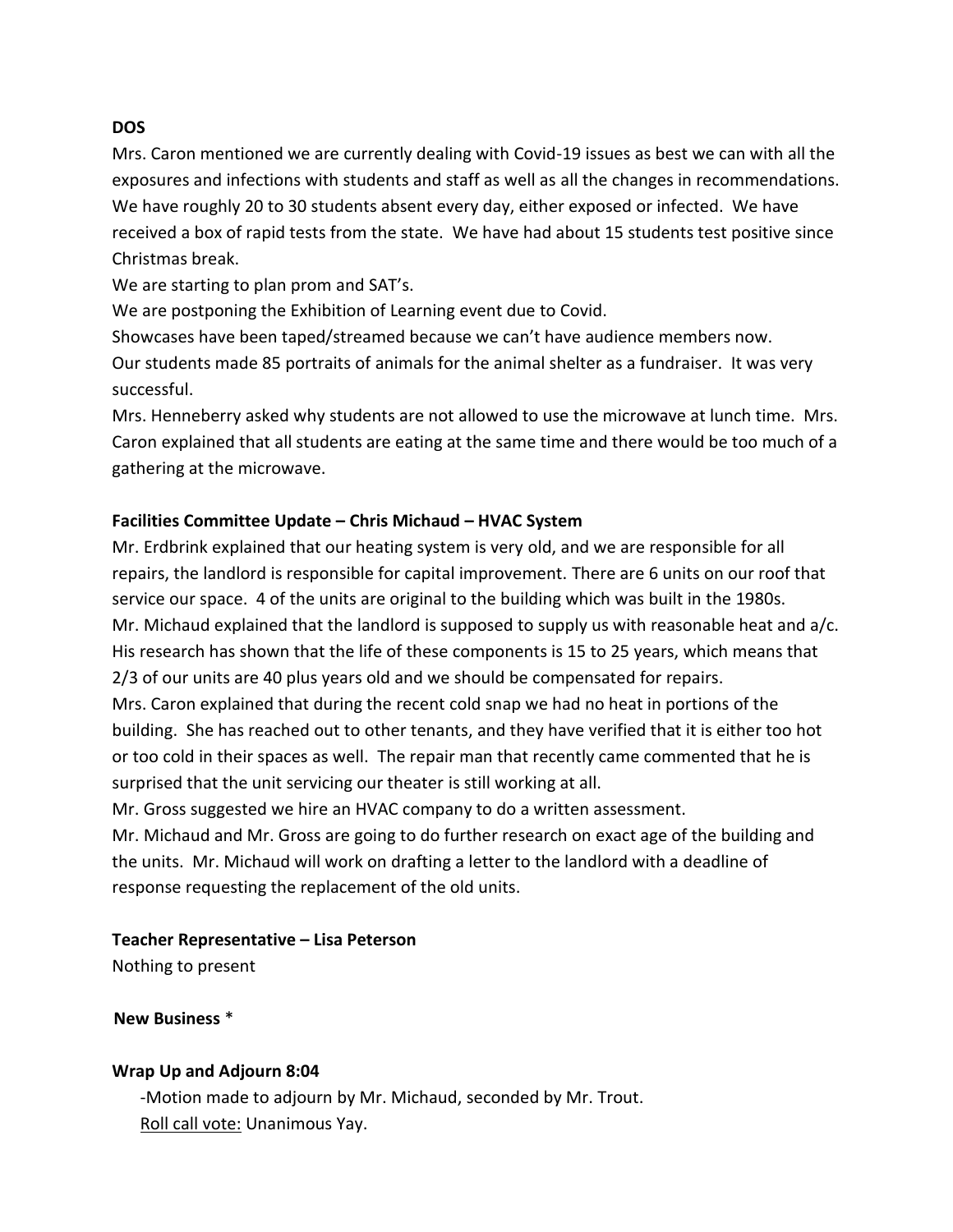**DOS**

Mrs. Caron mentioned we are currently dealing with Covid-19 issues as best we can with all the exposures and infections with students and staff as well as all the changes in recommendations. We have roughly 20 to 30 students absent every day, either exposed or infected. We have received a box of rapid tests from the state. We have had about 15 students test positive since Christmas break.

We are starting to plan prom and SAT's.

We are postponing the Exhibition of Learning event due to Covid.

Showcases have been taped/streamed because we can't have audience members now.

Our students made 85 portraits of animals for the animal shelter as a fundraiser. It was very successful.

Mrs. Henneberry asked why students are not allowed to use the microwave at lunch time. Mrs. Caron explained that all students are eating at the same time and there would be too much of a gathering at the microwave.

**Facilities Committee Update – Chris Michaud – HVAC System**

Mr. Erdbrink explained that our heating system is very old, and we are responsible for all repairs, the landlord is responsible for capital improvement. There are 6 units on our roof that service our space. 4 of the units are original to the building which was built in the 1980s.

Mr. Michaud explained that the landlord is supposed to supply us with reasonable heat and a/c. His research has shown that the life of these components is 15 to 25 years, which means that 2/3 of our units are 40 plus years old and we should be compensated for repairs.

Mrs. Caron explained that during the recent cold snap we had no heat in portions of the building. She has reached out to other tenants, and they have verified that it is either too hot or too cold in their spaces as well. The repair man that recently came commented that he is surprised that the unit servicing our theater is still working at all.

Mr. Gross suggested we hire an HVAC company to do a written assessment.

Mr. Michaud and Mr. Gross are going to do further research on exact age of the building and the units. Mr. Michaud will work on drafting a letter to the landlord with a deadline of response requesting the replacement of the old units.

**Teacher Representative – Lisa Peterson**

Nothing to present

**New Business** *

**Wrap Up and Adjourn 8:04**

-Motion made to adjourn by Mr. Michaud, seconded by Mr. Trout.
<u>Roll call vote:</u> Unanimous Yay.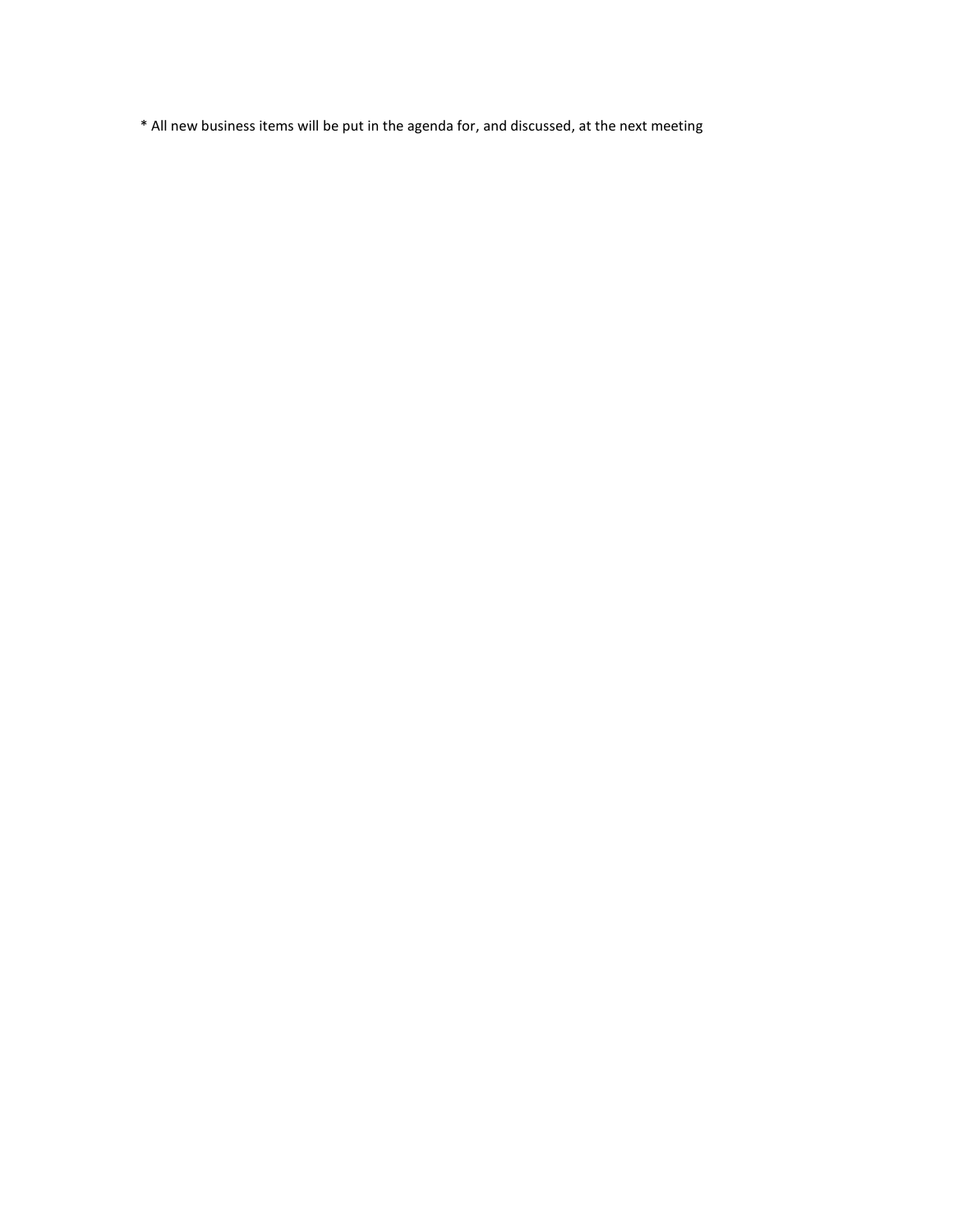* All new business items will be put in the agenda for, and discussed, at the next meeting